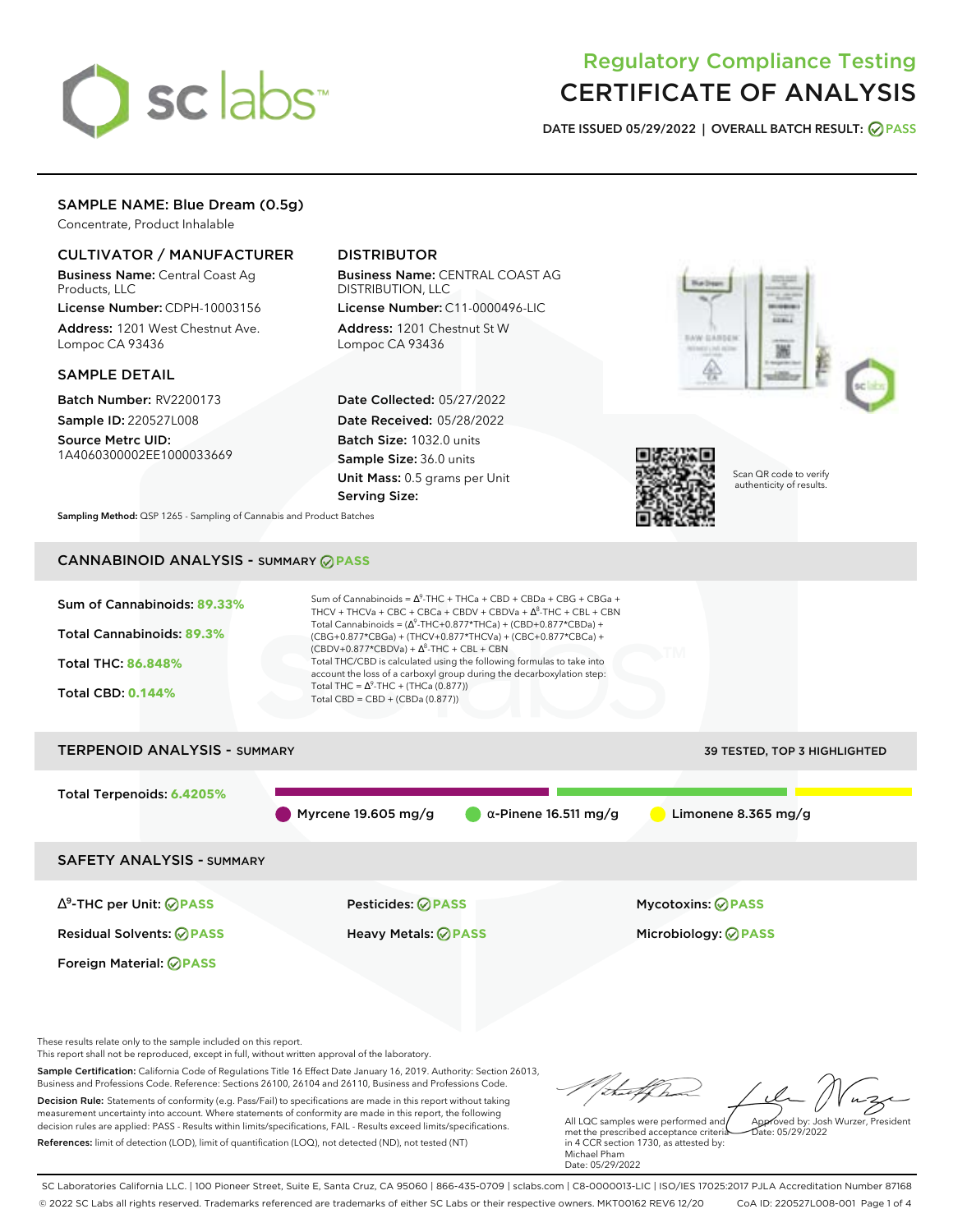# Regulatory Compliance Testing
# CERTIFICATE OF ANALYSIS

**DATE ISSUED 05/29/2022 | OVERALL BATCH RESULT: PASS**

## SAMPLE NAME: Blue Dream (0.5g)

Concentrate, Product Inhalable

### CULTIVATOR / MANUFACTURER

**Business Name:** Central Coast Ag Products, LLC

**License Number:** CDPH-10003156

**Address:** 1201 West Chestnut Ave. Lompoc CA 93436

### DISTRIBUTOR

**Business Name:** CENTRAL COAST AG DISTRIBUTION, LLC

**License Number:** C11-0000496-LIC

**Address:** 1201 Chestnut St W Lompoc CA 93436

### SAMPLE DETAIL

**Batch Number:** RV2200173

**Sample ID:** 220527L008

**Source Metrc UID:** 1A4060300002EE1000033669

**Date Collected:** 05/27/2022

**Date Received:** 05/28/2022

**Batch Size:** 1032.0 units

**Sample Size:** 36.0 units

**Unit Mass:** 0.5 grams per Unit

**Serving Size:**

Scan QR code to verify authenticity of results.

**Sampling Method:** QSP 1265 - Sampling of Cannabis and Product Batches

## CANNABINOID ANALYSIS - SUMMARY PASS

- Sum of Cannabinoids: **89.33%**
- Total Cannabinoids: **89.3%**
- Total THC: **86.848%**
- Total CBD: **0.144%**

Sum of Cannabinoids = $\Delta^9$-THC + THCa + CBD + CBDa + CBG + CBGa + THCV + THCVa + CBC + CBCa + CBDV + CBDVa + $\Delta^8$-THC + CBL + CBN

Total Cannabinoids = ($\Delta^9$-THC+0.877*THCa) + (CBD+0.877*CBDa) + (CBG+0.877*CBGa) + (THCV+0.877*THCVa) + (CBC+0.877*CBCa) + (CBDV+0.877*CBDVa) + $\Delta^8$-THC + CBL + CBN

Total THC/CBD is calculated using the following formulas to take into account the loss of a carboxyl group during the decarboxylation step:

Total THC = $\Delta^9$-THC + (THCa (0.877))

Total CBD = CBD + (CBDa (0.877))

## TERPENOID ANALYSIS - SUMMARY

39 TESTED, TOP 3 HIGHLIGHTED

Total Terpenoids: **6.4205%**

- Myrcene 19.605 mg/g
- α-Pinene 16.511 mg/g
- Limonene 8.365 mg/g

## SAFETY ANALYSIS - SUMMARY

- $\Delta^9$-THC per Unit: PASS
- Pesticides: PASS
- Mycotoxins: PASS
- Residual Solvents: PASS
- Heavy Metals: PASS
- Microbiology: PASS
- Foreign Material: PASS

These results relate only to the sample included on this report.
This report shall not be reproduced, except in full, without written approval of the laboratory.

**Sample Certification:** California Code of Regulations Title 16 Effect Date January 16, 2019. Authority: Section 26013, Business and Professions Code. Reference: Sections 26100, 26104 and 26110, Business and Professions Code.

**Decision Rule:** Statements of conformity (e.g. Pass/Fail) to specifications are made in this report without taking measurement uncertainty into account. Where statements of conformity are made in this report, the following decision rules are applied: PASS - Results within limits/specifications, FAIL - Results exceed limits/specifications.

**References:** limit of detection (LOD), limit of quantification (LOQ), not detected (ND), not tested (NT)

All LQC samples were performed and met the prescribed acceptance criteria in 4 CCR section 1730, as attested by: Michael Pham
Date: 05/29/2022

Approved by: Josh Wurzer, President
Date: 05/29/2022

SC Laboratories California LLC. | 100 Pioneer Street, Suite E, Santa Cruz, CA 95060 | 866-435-0709 | sclabs.com | C8-0000013-LIC | ISO/IES 17025:2017 PJLA Accreditation Number 87168
© 2022 SC Labs all rights reserved. Trademarks referenced are trademarks of either SC Labs or their respective owners. MKT00162 REV6 12/20 CoA ID: 220527L008-001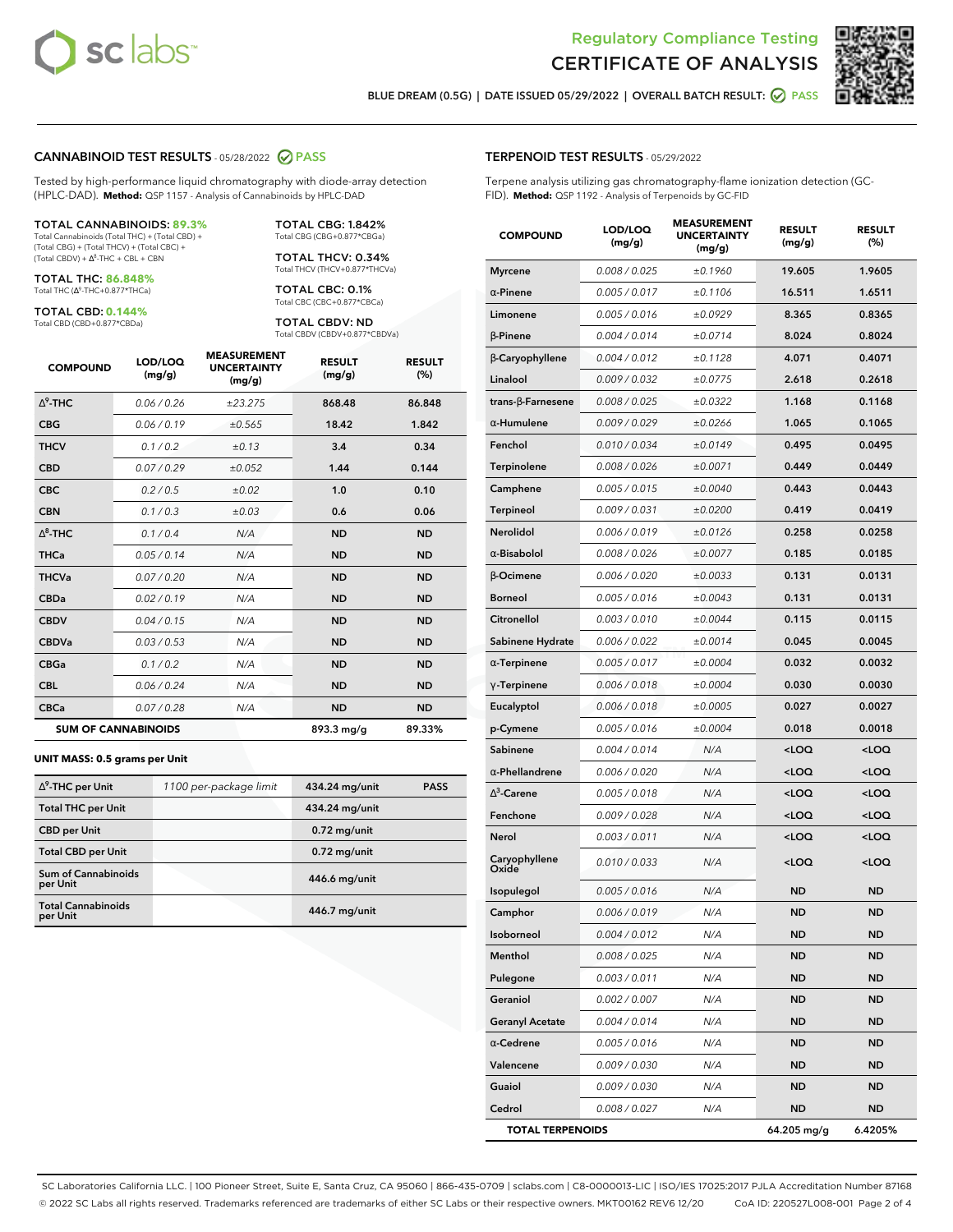# Regulatory Compliance Testing
# CERTIFICATE OF ANALYSIS

BLUE DREAM (0.5G) | DATE ISSUED 05/29/2022 | OVERALL BATCH RESULT: PASS

## CANNABINOID TEST RESULTS - 05/28/2022 PASS

Tested by high-performance liquid chromatography with diode-array detection (HPLC-DAD). **Method:** QSP 1157 - Analysis of Cannabinoids by HPLC-DAD

**TOTAL CANNABINOIDS: 89.3%**
Total Cannabinoids (Total THC) + (Total CBD) + (Total CBG) + (Total THCV) + (Total CBC) + (Total CBDV) + Δ8-THC + CBL + CBN

**TOTAL THC: 86.848%**
Total THC (Δ9-THC+0.877*THCa)

**TOTAL CBD: 0.144%**
Total CBD (CBD+0.877*CBDa)

**TOTAL CBG: 1.842%**
Total CBG (CBG+0.877*CBGa)

**TOTAL THCV: 0.34%**
Total THCV (THCV+0.877*THCVa)

**TOTAL CBC: 0.1%**
Total CBC (CBC+0.877*CBCa)

**TOTAL CBDV: ND**
Total CBDV (CBDV+0.877*CBDVa)

| COMPOUND | LOD/LOQ (mg/g) | MEASUREMENT UNCERTAINTY (mg/g) | RESULT (mg/g) | RESULT (%) |
|---|---|---|---|---|
| Δ9-THC | 0.06 / 0.26 | ±23.275 | 868.48 | 86.848 |
| CBG | 0.06 / 0.19 | ±0.565 | 18.42 | 1.842 |
| THCV | 0.1 / 0.2 | ±0.13 | 3.4 | 0.34 |
| CBD | 0.07 / 0.29 | ±0.052 | 1.44 | 0.144 |
| CBC | 0.2 / 0.5 | ±0.02 | 1.0 | 0.10 |
| CBN | 0.1 / 0.3 | ±0.03 | 0.6 | 0.06 |
| Δ8-THC | 0.1 / 0.4 | N/A | ND | ND |
| THCa | 0.05 / 0.14 | N/A | ND | ND |
| THCVa | 0.07 / 0.20 | N/A | ND | ND |
| CBDa | 0.02 / 0.19 | N/A | ND | ND |
| CBDV | 0.04 / 0.15 | N/A | ND | ND |
| CBDVa | 0.03 / 0.53 | N/A | ND | ND |
| CBGa | 0.1 / 0.2 | N/A | ND | ND |
| CBL | 0.06 / 0.24 | N/A | ND | ND |
| CBCa | 0.07 / 0.28 | N/A | ND | ND |
| **SUM OF CANNABINOIDS** | | | 893.3 mg/g | 89.33% |

**UNIT MASS: 0.5 grams per Unit**

| | | | |
|---|---|---|---|
| Δ9-THC per Unit | 1100 per-package limit | 434.24 mg/unit | PASS |
| Total THC per Unit | | 434.24 mg/unit | |
| CBD per Unit | | 0.72 mg/unit | |
| Total CBD per Unit | | 0.72 mg/unit | |
| Sum of Cannabinoids per Unit | | 446.6 mg/unit | |
| Total Cannabinoids per Unit | | 446.7 mg/unit | |

## TERPENOID TEST RESULTS - 05/29/2022

Terpene analysis utilizing gas chromatography-flame ionization detection (GC-FID). **Method:** QSP 1192 - Analysis of Terpenoids by GC-FID

| COMPOUND | LOD/LOQ (mg/g) | MEASUREMENT UNCERTAINTY (mg/g) | RESULT (mg/g) | RESULT (%) |
|---|---|---|---|---|
| Myrcene | 0.008 / 0.025 | ±0.1960 | 19.605 | 1.9605 |
| α-Pinene | 0.005 / 0.017 | ±0.1106 | 16.511 | 1.6511 |
| Limonene | 0.005 / 0.016 | ±0.0929 | 8.365 | 0.8365 |
| β-Pinene | 0.004 / 0.014 | ±0.0714 | 8.024 | 0.8024 |
| β-Caryophyllene | 0.004 / 0.012 | ±0.1128 | 4.071 | 0.4071 |
| Linalool | 0.009 / 0.032 | ±0.0775 | 2.618 | 0.2618 |
| trans-β-Farnesene | 0.008 / 0.025 | ±0.0322 | 1.168 | 0.1168 |
| α-Humulene | 0.009 / 0.029 | ±0.0266 | 1.065 | 0.1065 |
| Fenchol | 0.010 / 0.034 | ±0.0149 | 0.495 | 0.0495 |
| Terpinolene | 0.008 / 0.026 | ±0.0071 | 0.449 | 0.0449 |
| Camphene | 0.005 / 0.015 | ±0.0040 | 0.443 | 0.0443 |
| Terpineol | 0.009 / 0.031 | ±0.0200 | 0.419 | 0.0419 |
| Nerolidol | 0.006 / 0.019 | ±0.0126 | 0.258 | 0.0258 |
| α-Bisabolol | 0.008 / 0.026 | ±0.0077 | 0.185 | 0.0185 |
| β-Ocimene | 0.006 / 0.020 | ±0.0033 | 0.131 | 0.0131 |
| Borneol | 0.005 / 0.016 | ±0.0043 | 0.131 | 0.0131 |
| Citronellol | 0.003 / 0.010 | ±0.0044 | 0.115 | 0.0115 |
| Sabinene Hydrate | 0.006 / 0.022 | ±0.0014 | 0.045 | 0.0045 |
| α-Terpinene | 0.005 / 0.017 | ±0.0004 | 0.032 | 0.0032 |
| γ-Terpinene | 0.006 / 0.018 | ±0.0004 | 0.030 | 0.0030 |
| Eucalyptol | 0.006 / 0.018 | ±0.0005 | 0.027 | 0.0027 |
| p-Cymene | 0.005 / 0.016 | ±0.0004 | 0.018 | 0.0018 |
| Sabinene | 0.004 / 0.014 | N/A | <LOQ | <LOQ |
| α-Phellandrene | 0.006 / 0.020 | N/A | <LOQ | <LOQ |
| Δ3-Carene | 0.005 / 0.018 | N/A | <LOQ | <LOQ |
| Fenchone | 0.009 / 0.028 | N/A | <LOQ | <LOQ |
| Nerol | 0.003 / 0.011 | N/A | <LOQ | <LOQ |
| Caryophyllene Oxide | 0.010 / 0.033 | N/A | <LOQ | <LOQ |
| Isopulegol | 0.005 / 0.016 | N/A | ND | ND |
| Camphor | 0.006 / 0.019 | N/A | ND | ND |
| Isoborneol | 0.004 / 0.012 | N/A | ND | ND |
| Menthol | 0.008 / 0.025 | N/A | ND | ND |
| Pulegone | 0.003 / 0.011 | N/A | ND | ND |
| Geraniol | 0.002 / 0.007 | N/A | ND | ND |
| Geranyl Acetate | 0.004 / 0.014 | N/A | ND | ND |
| α-Cedrene | 0.005 / 0.016 | N/A | ND | ND |
| Valencene | 0.009 / 0.030 | N/A | ND | ND |
| Guaiol | 0.009 / 0.030 | N/A | ND | ND |
| Cedrol | 0.008 / 0.027 | N/A | ND | ND |
| **TOTAL TERPENOIDS** | | | 64.205 mg/g | 6.4205% |

SC Laboratories California LLC. | 100 Pioneer Street, Suite E, Santa Cruz, CA 95060 | 866-435-0709 | sclabs.com | C8-0000013-LIC | ISO/IES 17025:2017 PJLA Accreditation Number 87168
© 2022 SC Labs all rights reserved. Trademarks referenced are trademarks of either SC Labs or their respective owners. MKT00162 REV6 12/20 CoA ID: 220527L008-001